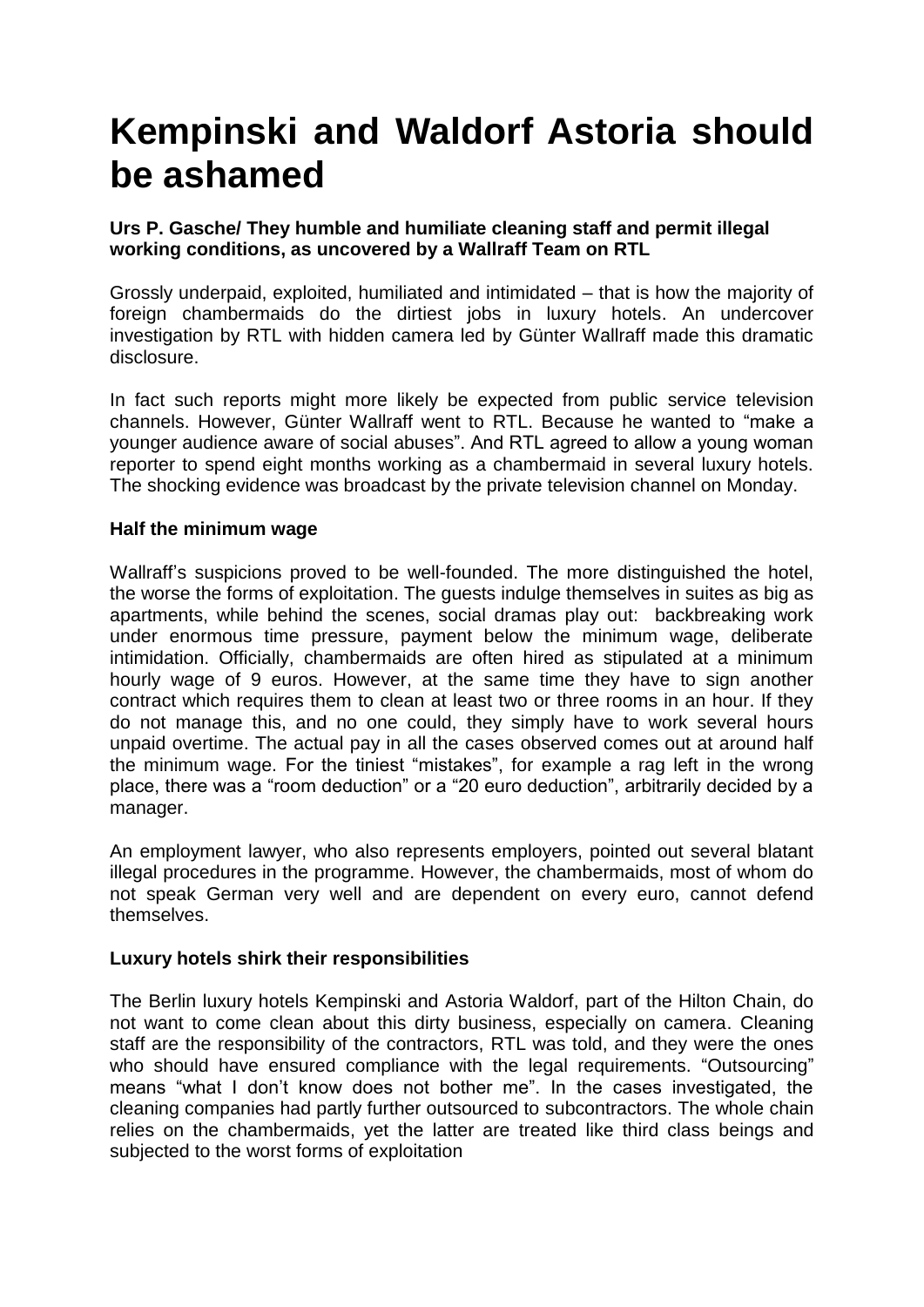# Kempinski and Waldorf Astoria should be ashamed

**Urs P. Gasche/ They humble and humiliate cleaning staff and permit illegal working conditions, as uncovered by a Wallraff Team on RTL**

Grossly underpaid, exploited, humiliated and intimidated – that is how the majority of foreign chambermaids do the dirtiest jobs in luxury hotels. An undercover investigation by RTL with hidden camera led by Günter Wallraff made this dramatic disclosure.

In fact such reports might more likely be expected from public service television channels. However, Günter Wallraff went to RTL. Because he wanted to "make a younger audience aware of social abuses". And RTL agreed to allow a young woman reporter to spend eight months working as a chambermaid in several luxury hotels. The shocking evidence was broadcast by the private television channel on Monday.

**Half the minimum wage**

Wallraff's suspicions proved to be well-founded. The more distinguished the hotel, the worse the forms of exploitation. The guests indulge themselves in suites as big as apartments, while behind the scenes, social dramas play out: backbreaking work under enormous time pressure, payment below the minimum wage, deliberate intimidation. Officially, chambermaids are often hired as stipulated at a minimum hourly wage of 9 euros. However, at the same time they have to sign another contract which requires them to clean at least two or three rooms in an hour. If they do not manage this, and no one could, they simply have to work several hours unpaid overtime. The actual pay in all the cases observed comes out at around half the minimum wage. For the tiniest "mistakes", for example a rag left in the wrong place, there was a "room deduction" or a "20 euro deduction", arbitrarily decided by a manager.

An employment lawyer, who also represents employers, pointed out several blatant illegal procedures in the programme. However, the chambermaids, most of whom do not speak German very well and are dependent on every euro, cannot defend themselves.

**Luxury hotels shirk their responsibilities**

The Berlin luxury hotels Kempinski and Astoria Waldorf, part of the Hilton Chain, do not want to come clean about this dirty business, especially on camera. Cleaning staff are the responsibility of the contractors, RTL was told, and they were the ones who should have ensured compliance with the legal requirements. "Outsourcing" means "what I don't know does not bother me". In the cases investigated, the cleaning companies had partly further outsourced to subcontractors. The whole chain relies on the chambermaids, yet the latter are treated like third class beings and subjected to the worst forms of exploitation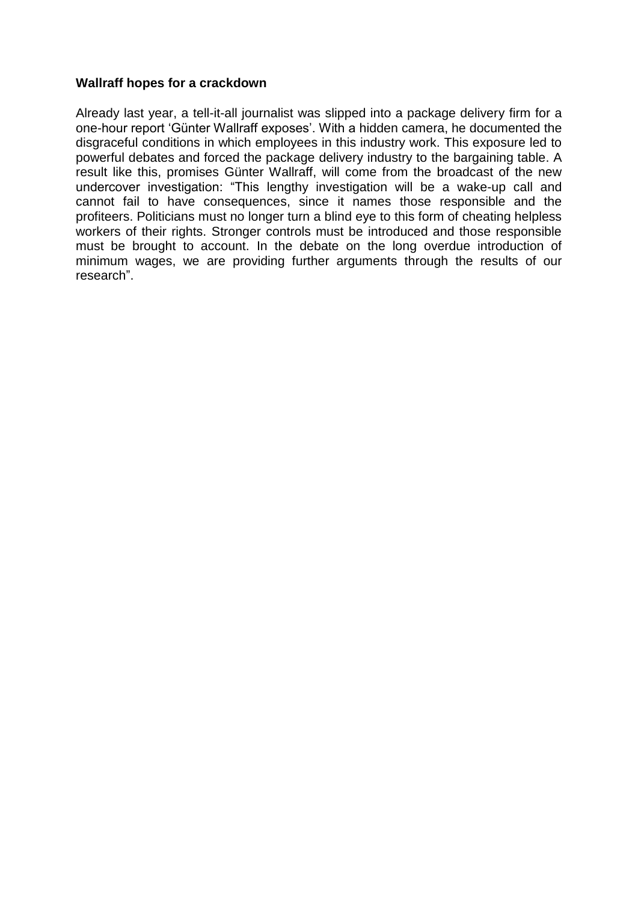**Wallraff hopes for a crackdown**

Already last year, a tell-it-all journalist was slipped into a package delivery firm for a one-hour report 'Günter Wallraff exposes'. With a hidden camera, he documented the disgraceful conditions in which employees in this industry work. This exposure led to powerful debates and forced the package delivery industry to the bargaining table. A result like this, promises Günter Wallraff, will come from the broadcast of the new undercover investigation: "This lengthy investigation will be a wake-up call and cannot fail to have consequences, since it names those responsible and the profiteers. Politicians must no longer turn a blind eye to this form of cheating helpless workers of their rights. Stronger controls must be introduced and those responsible must be brought to account. In the debate on the long overdue introduction of minimum wages, we are providing further arguments through the results of our research".